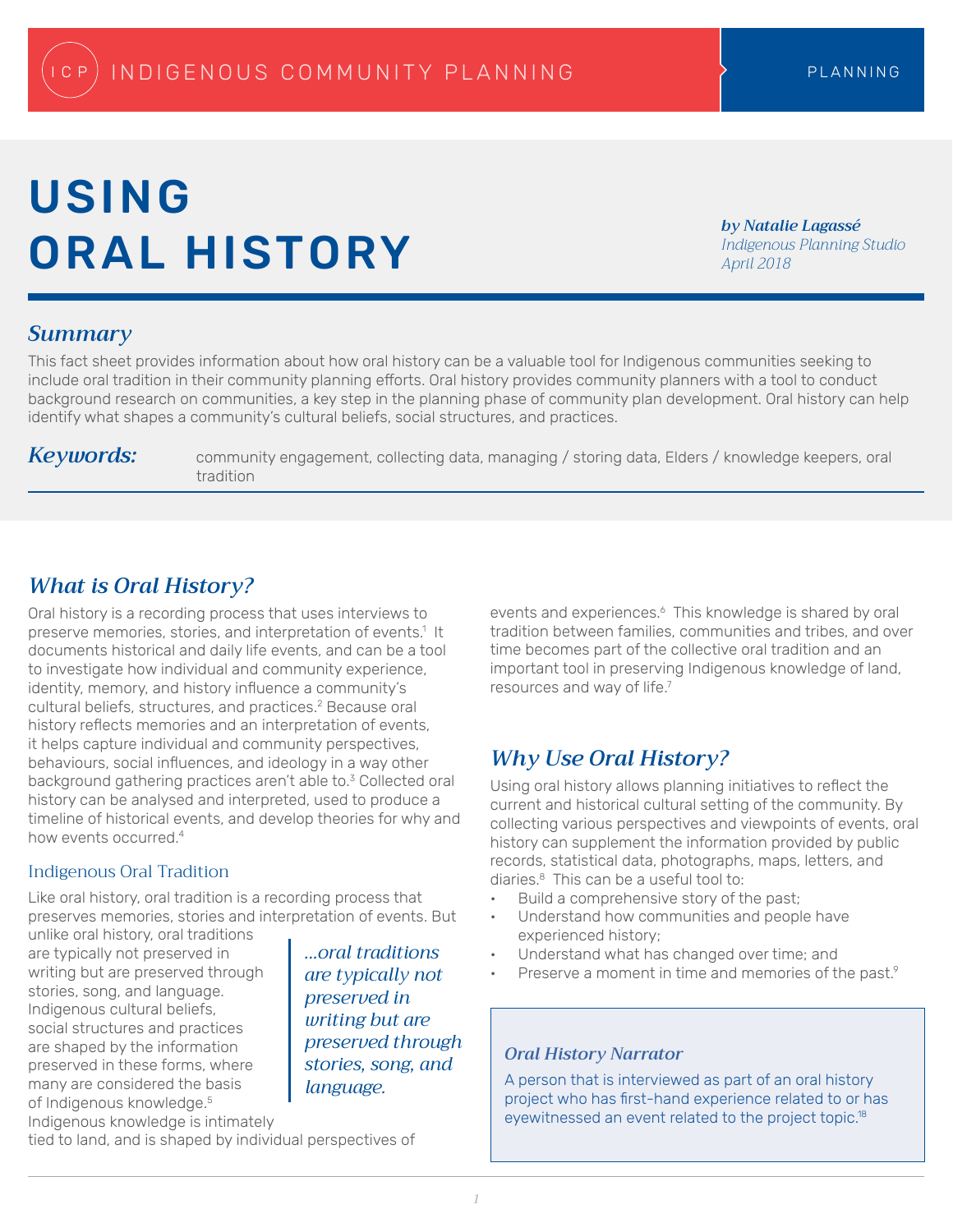INDIGENOUS COMMUNITY PLANNING — PLANNING

# USING ORAL HISTORY

*by Natalie Lagassé*
*Indigenous Planning Studio*
*April 2018*

## Summary

This fact sheet provides information about how oral history can be a valuable tool for Indigenous communities seeking to include oral tradition in their community planning efforts. Oral history provides community planners with a tool to conduct background research on communities, a key step in the planning phase of community plan development. Oral history can help identify what shapes a community's cultural beliefs, social structures, and practices.

***Keywords:*** community engagement, collecting data, managing / storing data, Elders / knowledge keepers, oral tradition

## What is Oral History?

Oral history is a recording process that uses interviews to preserve memories, stories, and interpretation of events.[1] It documents historical and daily life events, and can be a tool to investigate how individual and community experience, identity, memory, and history influence a community's cultural beliefs, structures, and practices.[2] Because oral history reflects memories and an interpretation of events, it helps capture individual and community perspectives, behaviours, social influences, and ideology in a way other background gathering practices aren't able to.[3] Collected oral history can be analysed and interpreted, used to produce a timeline of historical events, and develop theories for why and how events occurred.[4]

### Indigenous Oral Tradition

Like oral history, oral tradition is a recording process that preserves memories, stories and interpretation of events. But unlike oral history, oral traditions are typically not preserved in writing but are preserved through stories, song, and language. Indigenous cultural beliefs, social structures and practices are shaped by the information preserved in these forms, where many are considered the basis of Indigenous knowledge.[5] Indigenous knowledge is intimately tied to land, and is shaped by individual perspectives of events and experiences.[6] This knowledge is shared by oral tradition between families, communities and tribes, and over time becomes part of the collective oral tradition and an important tool in preserving Indigenous knowledge of land, resources and way of life.[7]

> *...oral traditions are typically not preserved in writing but are preserved through stories, song, and language.*

## Why Use Oral History?

Using oral history allows planning initiatives to reflect the current and historical cultural setting of the community. By collecting various perspectives and viewpoints of events, oral history can supplement the information provided by public records, statistical data, photographs, maps, letters, and diaries.[8] This can be a useful tool to:

- Build a comprehensive story of the past;
- Understand how communities and people have experienced history;
- Understand what has changed over time; and
- Preserve a moment in time and memories of the past.[9]

> ***Oral History Narrator***
>
> A person that is interviewed as part of an oral history project who has first-hand experience related to or has eyewitnessed an event related to the project topic.[18]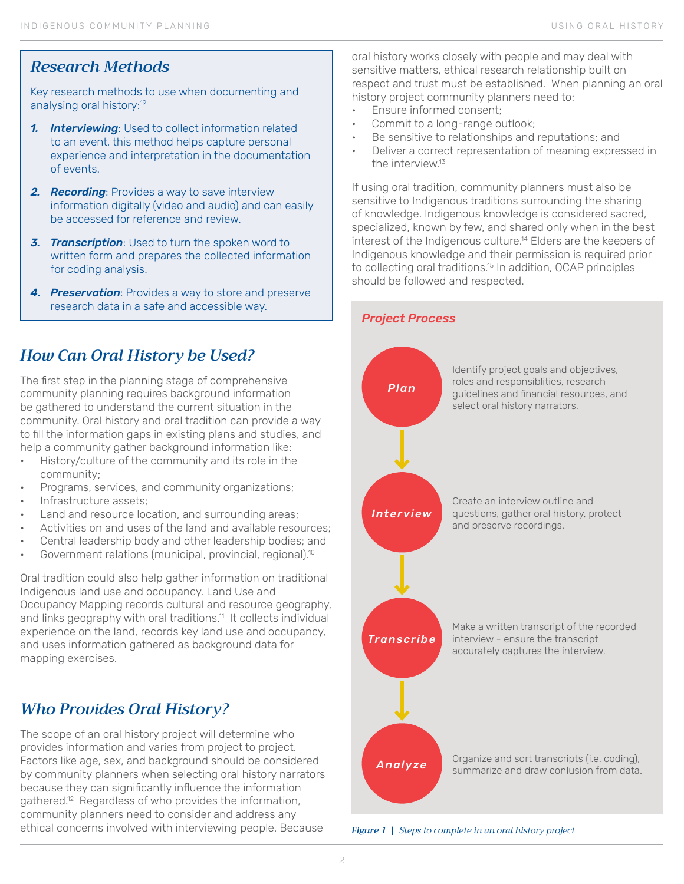## Research Methods

Key research methods to use when documenting and analysing oral history:[19]

1. ***Interviewing***: Used to collect information related to an event, this method helps capture personal experience and interpretation in the documentation of events.
2. ***Recording***: Provides a way to save interview information digitally (video and audio) and can easily be accessed for reference and review.
3. ***Transcription***: Used to turn the spoken word to written form and prepares the collected information for coding analysis.
4. ***Preservation***: Provides a way to store and preserve research data in a safe and accessible way.

## How Can Oral History be Used?

The first step in the planning stage of comprehensive community planning requires background information be gathered to understand the current situation in the community. Oral history and oral tradition can provide a way to fill the information gaps in existing plans and studies, and help a community gather background information like:

- History/culture of the community and its role in the community;
- Programs, services, and community organizations;
- Infrastructure assets;
- Land and resource location, and surrounding areas;
- Activities on and uses of the land and available resources;
- Central leadership body and other leadership bodies; and
- Government relations (municipal, provincial, regional).[10]

Oral tradition could also help gather information on traditional Indigenous land use and occupancy. Land Use and Occupancy Mapping records cultural and resource geography, and links geography with oral traditions.[11] It collects individual experience on the land, records key land use and occupancy, and uses information gathered as background data for mapping exercises.

## Who Provides Oral History?

The scope of an oral history project will determine who provides information and varies from project to project. Factors like age, sex, and background should be considered by community planners when selecting oral history narrators because they can significantly influence the information gathered.[12] Regardless of who provides the information, community planners need to consider and address any ethical concerns involved with interviewing people. Because oral history works closely with people and may deal with sensitive matters, ethical research relationship built on respect and trust must be established. When planning an oral history project community planners need to:

- Ensure informed consent;
- Commit to a long-range outlook;
- Be sensitive to relationships and reputations; and
- Deliver a correct representation of meaning expressed in the interview.[13]

If using oral tradition, community planners must also be sensitive to Indigenous traditions surrounding the sharing of knowledge. Indigenous knowledge is considered sacred, specialized, known by few, and shared only when in the best interest of the Indigenous culture.[14] Elders are the keepers of Indigenous knowledge and their permission is required prior to collecting oral traditions.[15] In addition, OCAP principles should be followed and respected.

### *Project Process*

- ***Plan***: Identify project goals and objectives, roles and responsiblities, research guidelines and financial resources, and select oral history narrators.
- ***Interview***: Create an interview outline and questions, gather oral history, protect and preserve recordings.
- ***Transcribe***: Make a written transcript of the recorded interview - ensure the transcript accurately captures the interview.
- ***Analyze***: Organize and sort transcripts (i.e. coding), summarize and draw conlusion from data.

*Figure 1 | Steps to complete in an oral history project*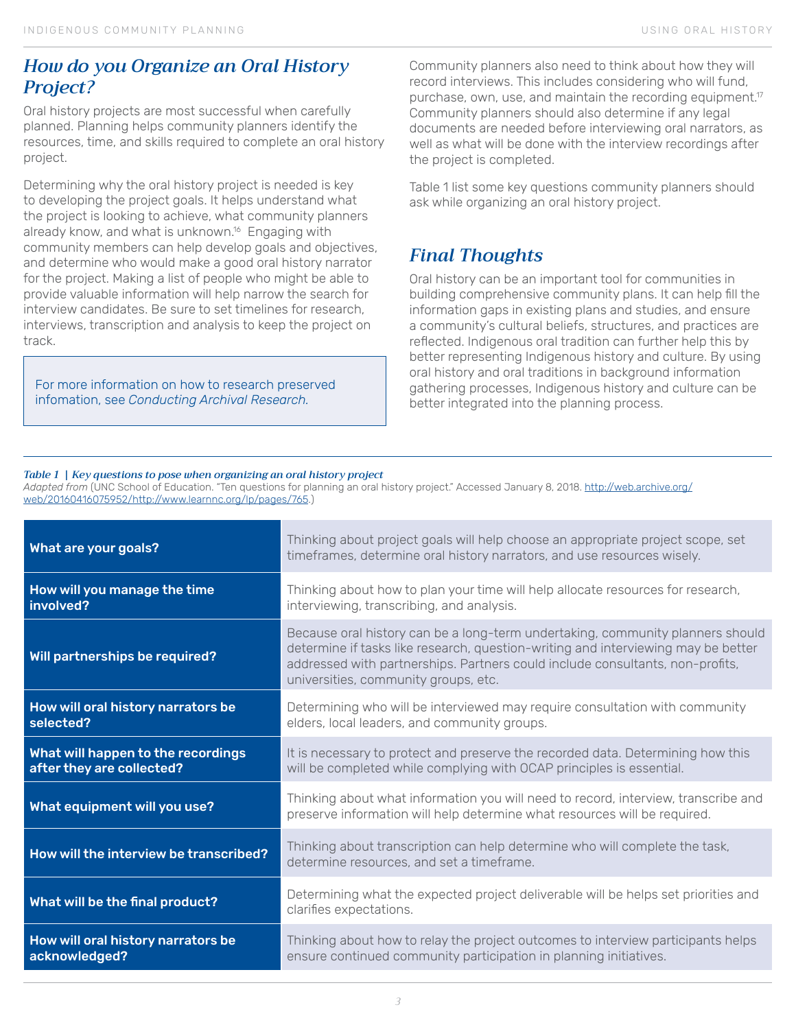## *How do you Organize an Oral History Project?*

Oral history projects are most successful when carefully planned. Planning helps community planners identify the resources, time, and skills required to complete an oral history project.

Determining why the oral history project is needed is key to developing the project goals. It helps understand what the project is looking to achieve, what community planners already know, and what is unknown.[16] Engaging with community members can help develop goals and objectives, and determine who would make a good oral history narrator for the project. Making a list of people who might be able to provide valuable information will help narrow the search for interview candidates. Be sure to set timelines for research, interviews, transcription and analysis to keep the project on track.

> For more information on how to research preserved infomation, see *Conducting Archival Research.*

Community planners also need to think about how they will record interviews. This includes considering who will fund, purchase, own, use, and maintain the recording equipment.[17] Community planners should also determine if any legal documents are needed before interviewing oral narrators, as well as what will be done with the interview recordings after the project is completed.

Table 1 list some key questions community planners should ask while organizing an oral history project.

## *Final Thoughts*

Oral history can be an important tool for communities in building comprehensive community plans. It can help fill the information gaps in existing plans and studies, and ensure a community's cultural beliefs, structures, and practices are reflected. Indigenous oral tradition can further help this by better representing Indigenous history and culture. By using oral history and oral traditions in background information gathering processes, Indigenous history and culture can be better integrated into the planning process.

***Table 1 | Key questions to pose when organizing an oral history project***
*Adapted from* (UNC School of Education. "Ten questions for planning an oral history project." Accessed January 8, 2018. http://web.archive.org/web/20160416075952/http://www.learnnc.org/lp/pages/765.)

| Question | Description |
|---|---|
| **What are your goals?** | Thinking about project goals will help choose an appropriate project scope, set timeframes, determine oral history narrators, and use resources wisely. |
| **How will you manage the time involved?** | Thinking about how to plan your time will help allocate resources for research, interviewing, transcribing, and analysis. |
| **Will partnerships be required?** | Because oral history can be a long-term undertaking, community planners should determine if tasks like research, question-writing and interviewing may be better addressed with partnerships. Partners could include consultants, non-profits, universities, community groups, etc. |
| **How will oral history narrators be selected?** | Determining who will be interviewed may require consultation with community elders, local leaders, and community groups. |
| **What will happen to the recordings after they are collected?** | It is necessary to protect and preserve the recorded data. Determining how this will be completed while complying with OCAP principles is essential. |
| **What equipment will you use?** | Thinking about what information you will need to record, interview, transcribe and preserve information will help determine what resources will be required. |
| **How will the interview be transcribed?** | Thinking about transcription can help determine who will complete the task, determine resources, and set a timeframe. |
| **What will be the final product?** | Determining what the expected project deliverable will be helps set priorities and clarifies expectations. |
| **How will oral history narrators be acknowledged?** | Thinking about how to relay the project outcomes to interview participants helps ensure continued community participation in planning initiatives. |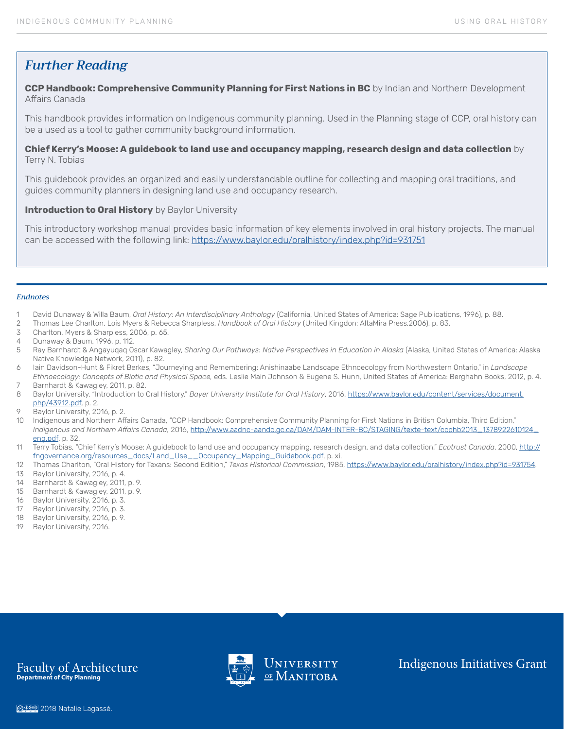## *Further Reading*

**CCP Handbook: Comprehensive Community Planning for First Nations in BC** by Indian and Northern Development Affairs Canada

This handbook provides information on Indigenous community planning. Used in the Planning stage of CCP, oral history can be a used as a tool to gather community background information.

**Chief Kerry's Moose: A guidebook to land use and occupancy mapping, research design and data collection** by Terry N. Tobias

This guidebook provides an organized and easily understandable outline for collecting and mapping oral traditions, and guides community planners in designing land use and occupancy research.

**Introduction to Oral History** by Baylor University

This introductory workshop manual provides basic information of key elements involved in oral history projects. The manual can be accessed with the following link: https://www.baylor.edu/oralhistory/index.php?id=931751

*Endnotes*

1. David Dunaway & Willa Baum, *Oral History: An Interdisciplinary Anthology* (California, United States of America: Sage Publications, 1996), p. 88.
2. Thomas Lee Charlton, Lois Myers & Rebecca Sharpless, *Handbook of Oral History* (United Kingdon: AltaMira Press,2006), p. 83.
3. Charlton, Myers & Sharpless, 2006, p. 65.
4. Dunaway & Baum, 1996, p. 112.
5. Ray Barnhardt & Angayuqaq Oscar Kawagley, *Sharing Our Pathways: Native Perspectives in Education in Alaska* (Alaska, United States of America: Alaska Native Knowledge Network, 2011), p. 82.
6. Iain Davidson-Hunt & Fikret Berkes, "Journeying and Remembering: Anishinaabe Landscape Ethnoecology from Northwestern Ontario," in *Landscape Ethnoecology: Concepts of Biotic and Physical Space,* eds. Leslie Main Johnson & Eugene S. Hunn, United States of America: Berghahn Books, 2012, p. 4.
7. Barnhardt & Kawagley, 2011, p. 82.
8. Baylor University, "Introduction to Oral History," *Bayer University Institute for Oral History*, 2016, https://www.baylor.edu/content/services/document.php/43912.pdf, p. 2.
9. Baylor University, 2016, p. 2.
10. Indigenous and Northern Affairs Canada, "CCP Handbook: Comprehensive Community Planning for First Nations in British Columbia, Third Edition," *Indigenous and Northern Affairs Canada,* 2016, http://www.aadnc-aandc.gc.ca/DAM/DAM-INTER-BC/STAGING/texte-text/ccphb2013_1378922610124_eng.pdf, p. 32.
11. Terry Tobias, "Chief Kerry's Moose: A guidebook to land use and occupancy mapping, research design, and data collection," *Ecotrust Canada*, 2000, http://fngovernance.org/resources_docs/Land_Use__Occupancy_Mapping_Guidebook.pdf, p. xi.
12. Thomas Charlton, "Oral History for Texans: Second Edition," *Texas Historical Commission*, 1985, https://www.baylor.edu/oralhistory/index.php?id=931754.
13. Baylor University, 2016, p. 4.
14. Barnhardt & Kawagley, 2011, p. 9.
15. Barnhardt & Kawagley, 2011, p. 9.
16. Baylor University, 2016, p. 3.
17. Baylor University, 2016, p. 3.
18. Baylor University, 2016, p. 9.
19. Baylor University, 2016.

Faculty of Architecture
**Department of City Planning**

University of Manitoba

Indigenous Initiatives Grant

2018 Natalie Lagassé.